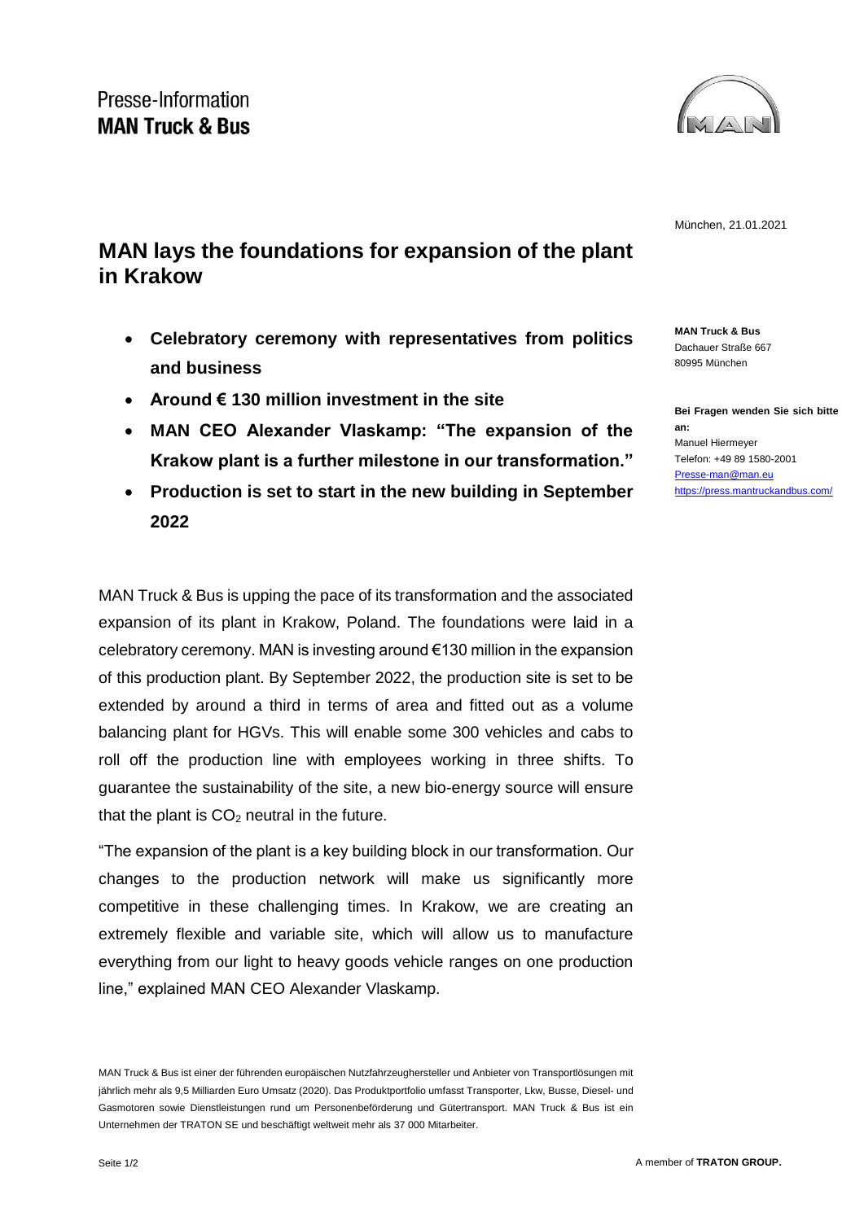Presse-Information
**MAN Truck & Bus**

München, 21.01.2021

# MAN lays the foundations for expansion of the plant in Krakow

- **Celebratory ceremony with representatives from politics and business**
- **Around € 130 million investment in the site**
- **MAN CEO Alexander Vlaskamp: "The expansion of the Krakow plant is a further milestone in our transformation."**
- **Production is set to start in the new building in September 2022**

**MAN Truck & Bus**
Dachauer Straße 667
80995 München

**Bei Fragen wenden Sie sich bitte an:**
Manuel Hiermeyer
Telefon: +49 89 1580-2001
Presse-man@man.eu
https://press.mantruckandbus.com/

MAN Truck & Bus is upping the pace of its transformation and the associated expansion of its plant in Krakow, Poland. The foundations were laid in a celebratory ceremony. MAN is investing around €130 million in the expansion of this production plant. By September 2022, the production site is set to be extended by around a third in terms of area and fitted out as a volume balancing plant for HGVs. This will enable some 300 vehicles and cabs to roll off the production line with employees working in three shifts. To guarantee the sustainability of the site, a new bio-energy source will ensure that the plant is $CO_2$ neutral in the future.

"The expansion of the plant is a key building block in our transformation. Our changes to the production network will make us significantly more competitive in these challenging times. In Krakow, we are creating an extremely flexible and variable site, which will allow us to manufacture everything from our light to heavy goods vehicle ranges on one production line," explained MAN CEO Alexander Vlaskamp.

MAN Truck & Bus ist einer der führenden europäischen Nutzfahrzeughersteller und Anbieter von Transportlösungen mit jährlich mehr als 9,5 Milliarden Euro Umsatz (2020). Das Produktportfolio umfasst Transporter, Lkw, Busse, Diesel- und Gasmotoren sowie Dienstleistungen rund um Personenbeförderung und Gütertransport. MAN Truck & Bus ist ein Unternehmen der TRATON SE und beschäftigt weltweit mehr als 37 000 Mitarbeiter.

A member of **TRATON GROUP.**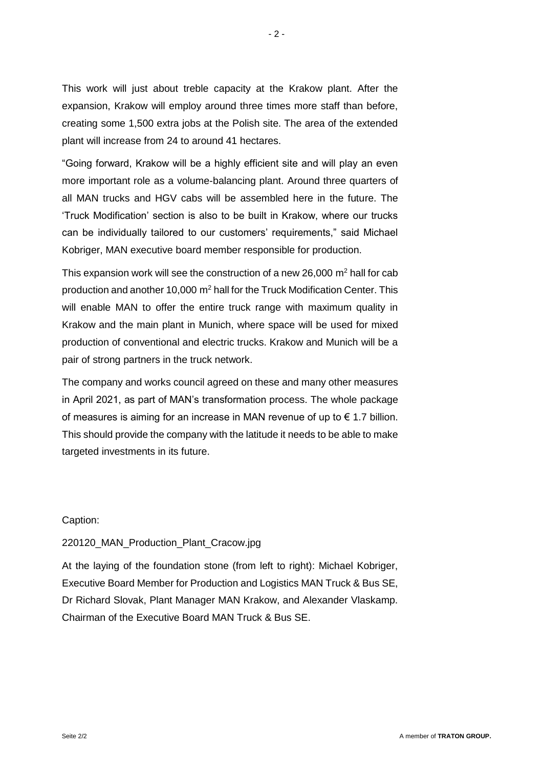This work will just about treble capacity at the Krakow plant. After the expansion, Krakow will employ around three times more staff than before, creating some 1,500 extra jobs at the Polish site. The area of the extended plant will increase from 24 to around 41 hectares.

“Going forward, Krakow will be a highly efficient site and will play an even more important role as a volume-balancing plant. Around three quarters of all MAN trucks and HGV cabs will be assembled here in the future. The ‘Truck Modification’ section is also to be built in Krakow, where our trucks can be individually tailored to our customers’ requirements,” said Michael Kobriger, MAN executive board member responsible for production.

This expansion work will see the construction of a new 26,000 $m^2$ hall for cab production and another 10,000 $m^2$ hall for the Truck Modification Center. This will enable MAN to offer the entire truck range with maximum quality in Krakow and the main plant in Munich, where space will be used for mixed production of conventional and electric trucks. Krakow and Munich will be a pair of strong partners in the truck network.

The company and works council agreed on these and many other measures in April 2021, as part of MAN’s transformation process. The whole package of measures is aiming for an increase in MAN revenue of up to € 1.7 billion. This should provide the company with the latitude it needs to be able to make targeted investments in its future.

Caption:

220120_MAN_Production_Plant_Cracow.jpg

At the laying of the foundation stone (from left to right): Michael Kobriger, Executive Board Member for Production and Logistics MAN Truck & Bus SE, Dr Richard Slovak, Plant Manager MAN Krakow, and Alexander Vlaskamp. Chairman of the Executive Board MAN Truck & Bus SE.